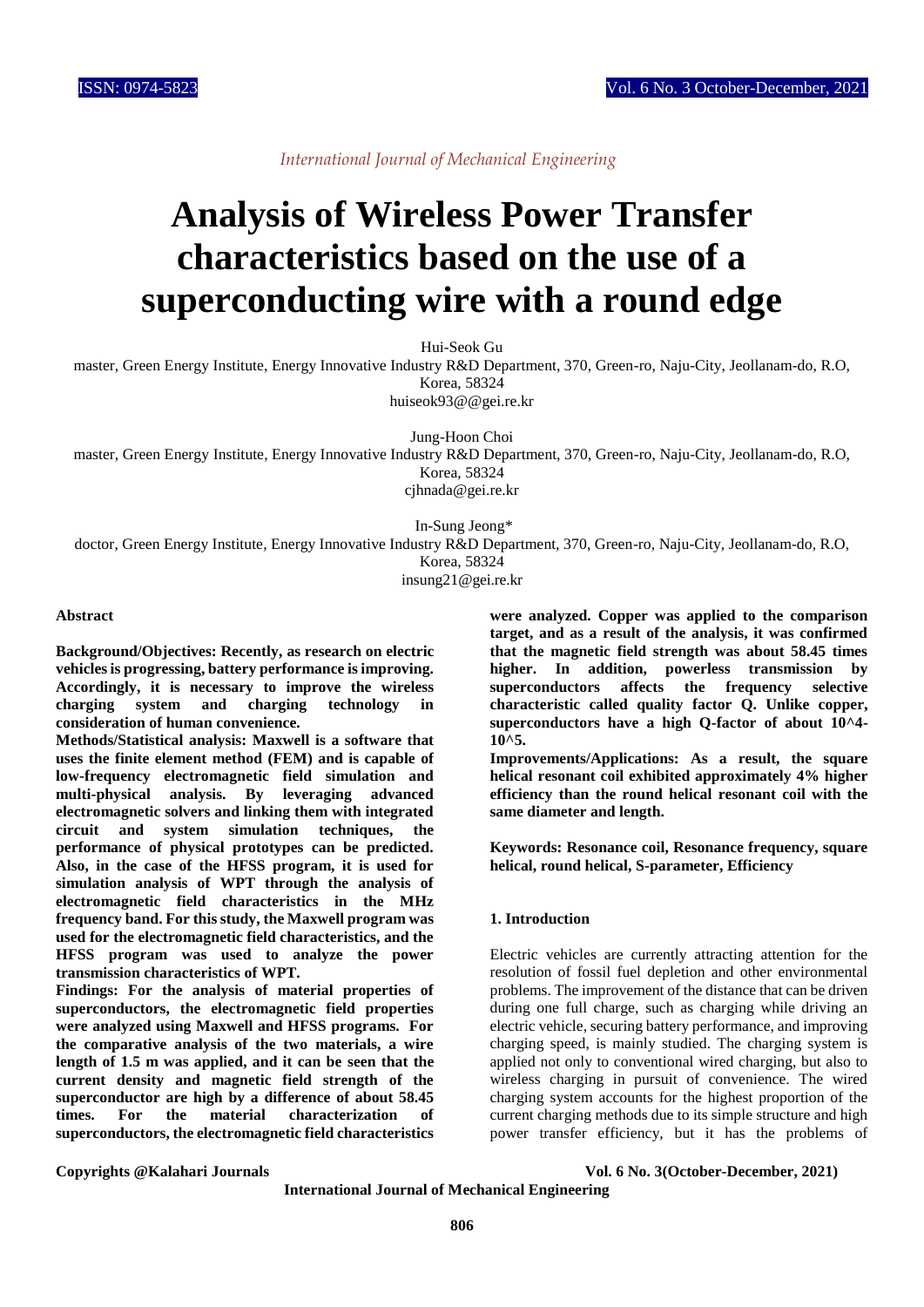*International Journal of Mechanical Engineering*

# Analysis of Wireless Power Transfer characteristics based on the use of a superconducting wire with a round edge

Hui-Seok Gu

master, Green Energy Institute, Energy Innovative Industry R&D Department, 370, Green-ro, Naju-City, Jeollanam-do, R.O, Korea, 58324

huiseok93@@gei.re.kr

Jung-Hoon Choi

master, Green Energy Institute, Energy Innovative Industry R&D Department, 370, Green-ro, Naju-City, Jeollanam-do, R.O, Korea, 58324

cjhnada@gei.re.kr

In-Sung Jeong*

doctor, Green Energy Institute, Energy Innovative Industry R&D Department, 370, Green-ro, Naju-City, Jeollanam-do, R.O, Korea, 58324

insung21@gei.re.kr

### Abstract

**Background/Objectives: Recently, as research on electric vehicles is progressing, battery performance is improving. Accordingly, it is necessary to improve the wireless charging system and charging technology in consideration of human convenience.**

**Methods/Statistical analysis: Maxwell is a software that uses the finite element method (FEM) and is capable of low-frequency electromagnetic field simulation and multi-physical analysis. By leveraging advanced electromagnetic solvers and linking them with integrated circuit and system simulation techniques, the performance of physical prototypes can be predicted. Also, in the case of the HFSS program, it is used for simulation analysis of WPT through the analysis of electromagnetic field characteristics in the MHz frequency band. For this study, the Maxwell program was used for the electromagnetic field characteristics, and the HFSS program was used to analyze the power transmission characteristics of WPT.**

**Findings: For the analysis of material properties of superconductors, the electromagnetic field properties were analyzed using Maxwell and HFSS programs. For the comparative analysis of the two materials, a wire length of 1.5 m was applied, and it can be seen that the current density and magnetic field strength of the superconductor are high by a difference of about 58.45 times. For the material characterization of superconductors, the electromagnetic field characteristics were analyzed. Copper was applied to the comparison target, and as a result of the analysis, it was confirmed that the magnetic field strength was about 58.45 times higher. In addition, powerless transmission by superconductors affects the frequency selective characteristic called quality factor Q. Unlike copper, superconductors have a high Q-factor of about 10^4-10^5.**

**Improvements/Applications: As a result, the square helical resonant coil exhibited approximately 4% higher efficiency than the round helical resonant coil with the same diameter and length.**

**Keywords: Resonance coil, Resonance frequency, square helical, round helical, S-parameter, Efficiency**

## 1. Introduction

Electric vehicles are currently attracting attention for the resolution of fossil fuel depletion and other environmental problems. The improvement of the distance that can be driven during one full charge, such as charging while driving an electric vehicle, securing battery performance, and improving charging speed, is mainly studied. The charging system is applied not only to conventional wired charging, but also to wireless charging in pursuit of convenience. The wired charging system accounts for the highest proportion of the current charging methods due to its simple structure and high power transfer efficiency, but it has the problems of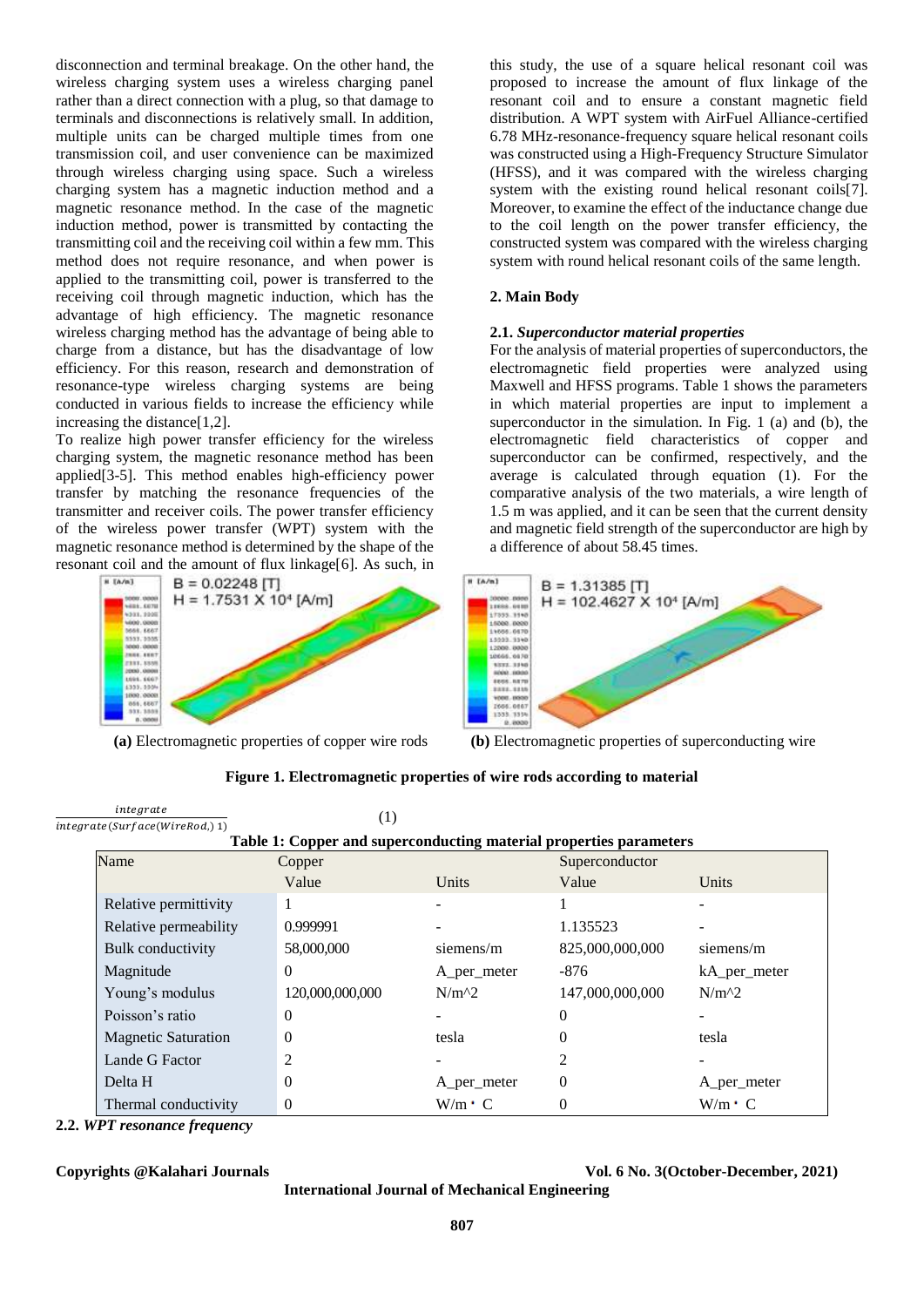disconnection and terminal breakage. On the other hand, the wireless charging system uses a wireless charging panel rather than a direct connection with a plug, so that damage to terminals and disconnections is relatively small. In addition, multiple units can be charged multiple times from one transmission coil, and user convenience can be maximized through wireless charging using space. Such a wireless charging system has a magnetic induction method and a magnetic resonance method. In the case of the magnetic induction method, power is transmitted by contacting the transmitting coil and the receiving coil within a few mm. This method does not require resonance, and when power is applied to the transmitting coil, power is transferred to the receiving coil through magnetic induction, which has the advantage of high efficiency. The magnetic resonance wireless charging method has the advantage of being able to charge from a distance, but has the disadvantage of low efficiency. For this reason, research and demonstration of resonance-type wireless charging systems are being conducted in various fields to increase the efficiency while increasing the distance[1,2].

To realize high power transfer efficiency for the wireless charging system, the magnetic resonance method has been applied[3-5]. This method enables high-efficiency power transfer by matching the resonance frequencies of the transmitter and receiver coils. The power transfer efficiency of the wireless power transfer (WPT) system with the magnetic resonance method is determined by the shape of the resonant coil and the amount of flux linkage[6]. As such, in this study, the use of a square helical resonant coil was proposed to increase the amount of flux linkage of the resonant coil and to ensure a constant magnetic field distribution. A WPT system with AirFuel Alliance-certified 6.78 MHz-resonance-frequency square helical resonant coils was constructed using a High-Frequency Structure Simulator (HFSS), and it was compared with the wireless charging system with the existing round helical resonant coils[7]. Moreover, to examine the effect of the inductance change due to the coil length on the power transfer efficiency, the constructed system was compared with the wireless charging system with round helical resonant coils of the same length.

## 2. Main Body

### 2.1. *Superconductor material properties*

For the analysis of material properties of superconductors, the electromagnetic field properties were analyzed using Maxwell and HFSS programs. Table 1 shows the parameters in which material properties are input to implement a superconductor in the simulation. In Fig. 1 (a) and (b), the electromagnetic field characteristics of copper and superconductor can be confirmed, respectively, and the average is calculated through equation (1). For the comparative analysis of the two materials, a wire length of 1.5 m was applied, and it can be seen that the current density and magnetic field strength of the superconductor are high by a difference of about 58.45 times.

$B = 0.02248$ [T]
$H = 1.7531 \times 10^4$ [A/m]

**(a)** Electromagnetic properties of copper wire rods

$B = 1.31385$ [T]
$H = 102.4627 \times 10^4$ [A/m]

**(b)** Electromagnetic properties of superconducting wire

**Figure 1. Electromagnetic properties of wire rods according to material**

$$\frac{integrate}{integrate(Surface(WireRod,)\ 1)} \qquad (1)$$

**Table 1: Copper and superconducting material properties parameters**

| Name | Copper | | Superconductor | |
|---|---|---|---|---|
| | Value | Units | Value | Units |
| Relative permittivity | 1 | - | 1 | - |
| Relative permeability | 0.999991 | - | 1.135523 | - |
| Bulk conductivity | 58,000,000 | siemens/m | 825,000,000,000 | siemens/m |
| Magnitude | 0 | A_per_meter | -876 | kA_per_meter |
| Young's modulus | 120,000,000,000 | N/m^2 | 147,000,000,000 | N/m^2 |
| Poisson's ratio | 0 | - | 0 | - |
| Magnetic Saturation | 0 | tesla | 0 | tesla |
| Lande G Factor | 2 | - | 2 | - |
| Delta H | 0 | A_per_meter | 0 | A_per_meter |
| Thermal conductivity | 0 | W/m・C | 0 | W/m・C |

### 2.2. *WPT resonance frequency*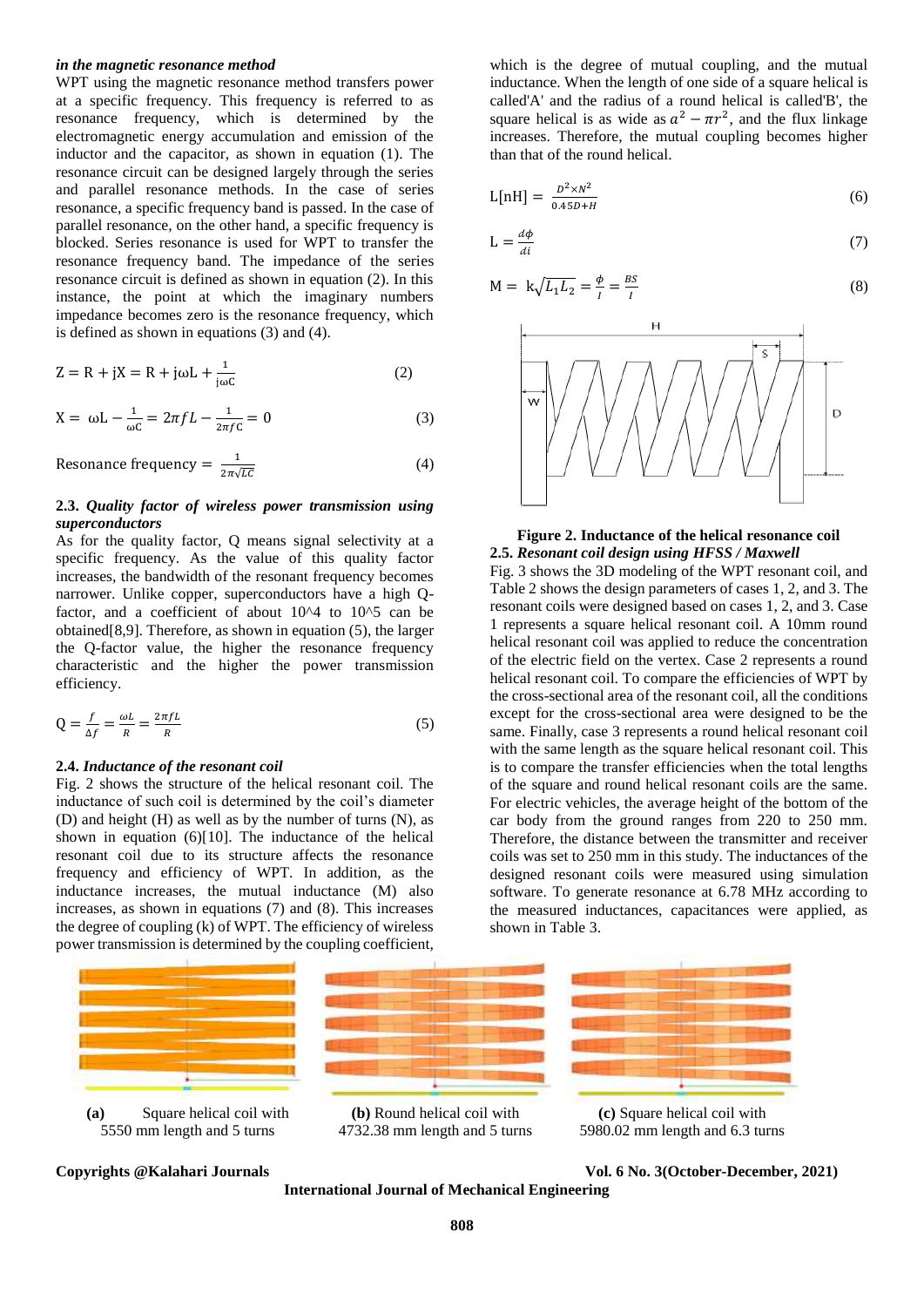*in the magnetic resonance method*

WPT using the magnetic resonance method transfers power at a specific frequency. This frequency is referred to as resonance frequency, which is determined by the electromagnetic energy accumulation and emission of the inductor and the capacitor, as shown in equation (1). The resonance circuit can be designed largely through the series and parallel resonance methods. In the case of series resonance, a specific frequency band is passed. In the case of parallel resonance, on the other hand, a specific frequency is blocked. Series resonance is used for WPT to transfer the resonance frequency band. The impedance of the series resonance circuit is defined as shown in equation (2). In this instance, the point at which the imaginary numbers impedance becomes zero is the resonance frequency, which is defined as shown in equations (3) and (4).

$$Z = R + jX = R + j\omega L + \frac{1}{j\omega C} \tag{2}$$

$$X = \omega L - \frac{1}{\omega C} = 2\pi f L - \frac{1}{2\pi f C} = 0 \tag{3}$$

$$\text{Resonance frequency} = \frac{1}{2\pi\sqrt{LC}} \tag{4}$$

### 2.3. *Quality factor of wireless power transmission using superconductors*

As for the quality factor, Q means signal selectivity at a specific frequency. As the value of this quality factor increases, the bandwidth of the resonant frequency becomes narrower. Unlike copper, superconductors have a high Q-factor, and a coefficient of about 10^4 to 10^5 can be obtained[8,9]. Therefore, as shown in equation (5), the larger the Q-factor value, the higher the resonance frequency characteristic and the higher the power transmission efficiency.

$$Q = \frac{f}{\Delta f} = \frac{\omega L}{R} = \frac{2\pi f L}{R} \tag{5}$$

### 2.4. *Inductance of the resonant coil*

Fig. 2 shows the structure of the helical resonant coil. The inductance of such coil is determined by the coil's diameter (D) and height (H) as well as by the number of turns (N), as shown in equation (6)[10]. The inductance of the helical resonant coil due to its structure affects the resonance frequency and efficiency of WPT. In addition, as the inductance increases, the mutual inductance (M) also increases, as shown in equations (7) and (8). This increases the degree of coupling (k) of WPT. The efficiency of wireless power transmission is determined by the coupling coefficient, which is the degree of mutual coupling, and the mutual inductance. When the length of one side of a square helical is called'A' and the radius of a round helical is called'B', the square helical is as wide as $a^2 - \pi r^2$, and the flux linkage increases. Therefore, the mutual coupling becomes higher than that of the round helical.

$$L[\text{nH}] = \frac{D^2 \times N^2}{0.45D + H} \tag{6}$$

$$L = \frac{d\phi}{di} \tag{7}$$

$$M = k\sqrt{L_1 L_2} = \frac{\phi}{I} = \frac{BS}{I} \tag{8}$$

**Figure 2. Inductance of the helical resonance coil**

### 2.5. *Resonant coil design using HFSS / Maxwell*

Fig. 3 shows the 3D modeling of the WPT resonant coil, and Table 2 shows the design parameters of cases 1, 2, and 3. The resonant coils were designed based on cases 1, 2, and 3. Case 1 represents a square helical resonant coil. A 10mm round helical resonant coil was applied to reduce the concentration of the electric field on the vertex. Case 2 represents a round helical resonant coil. To compare the efficiencies of WPT by the cross-sectional area of the resonant coil, all the conditions except for the cross-sectional area were designed to be the same. Finally, case 3 represents a round helical resonant coil with the same length as the square helical resonant coil. This is to compare the transfer efficiencies when the total lengths of the square and round helical resonant coils are the same. For electric vehicles, the average height of the bottom of the car body from the ground ranges from 220 to 250 mm. Therefore, the distance between the transmitter and receiver coils was set to 250 mm in this study. The inductances of the designed resonant coils were measured using simulation software. To generate resonance at 6.78 MHz according to the measured inductances, capacitances were applied, as shown in Table 3.

**(a)** Square helical coil with 5550 mm length and 5 turns

**(b)** Round helical coil with 4732.38 mm length and 5 turns

**(c)** Square helical coil with 5980.02 mm length and 6.3 turns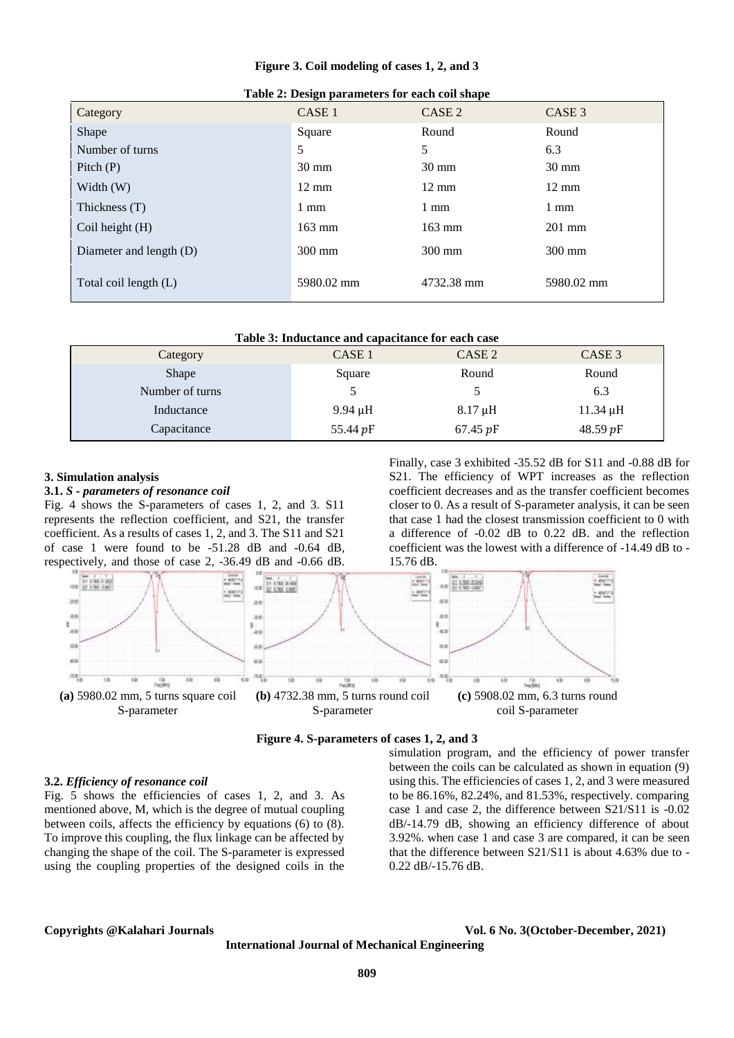**Figure 3. Coil modeling of cases 1, 2, and 3**

**Table 2: Design parameters for each coil shape**

| Category | CASE 1 | CASE 2 | CASE 3 |
|---|---|---|---|
| Shape | Square | Round | Round |
| Number of turns | 5 | 5 | 6.3 |
| Pitch (P) | 30 mm | 30 mm | 30 mm |
| Width (W) | 12 mm | 12 mm | 12 mm |
| Thickness (T) | 1 mm | 1 mm | 1 mm |
| Coil height (H) | 163 mm | 163 mm | 201 mm |
| Diameter and length (D) | 300 mm | 300 mm | 300 mm |
| Total coil length (L) | 5980.02 mm | 4732.38 mm | 5980.02 mm |

**Table 3: Inductance and capacitance for each case**

| Category | CASE 1 | CASE 2 | CASE 3 |
|---|---|---|---|
| Shape | Square | Round | Round |
| Number of turns | 5 | 5 | 6.3 |
| Inductance | 9.94 μH | 8.17 μH | 11.34 μH |
| Capacitance | 55.44 $pF$ | 67.45 $pF$ | 48.59 $pF$ |

## 3. Simulation analysis

### 3.1. *S - parameters of resonance coil*

Fig. 4 shows the S-parameters of cases 1, 2, and 3. S11 represents the reflection coefficient, and S21, the transfer coefficient. As a results of cases 1, 2, and 3. The S11 and S21 of case 1 were found to be -51.28 dB and -0.64 dB, respectively, and those of case 2, -36.49 dB and -0.66 dB. Finally, case 3 exhibited -35.52 dB for S11 and -0.88 dB for S21. The efficiency of WPT increases as the reflection coefficient decreases and as the transfer coefficient becomes closer to 0. As a result of S-parameter analysis, it can be seen that case 1 had the closest transmission coefficient to 0 with a difference of -0.02 dB to 0.22 dB. and the reflection coefficient was the lowest with a difference of -14.49 dB to -15.76 dB.

**(a)** 5980.02 mm, 5 turns square coil S-parameter **(b)** 4732.38 mm, 5 turns round coil S-parameter **(c)** 5908.02 mm, 6.3 turns round coil S-parameter

**Figure 4. S-parameters of cases 1, 2, and 3**

### 3.2. *Efficiency of resonance coil*

Fig. 5 shows the efficiencies of cases 1, 2, and 3. As mentioned above, M, which is the degree of mutual coupling between coils, affects the efficiency by equations (6) to (8). To improve this coupling, the flux linkage can be affected by changing the shape of the coil. The S-parameter is expressed using the coupling properties of the designed coils in the simulation program, and the efficiency of power transfer between the coils can be calculated as shown in equation (9) using this. The efficiencies of cases 1, 2, and 3 were measured to be 86.16%, 82.24%, and 81.53%, respectively. comparing case 1 and case 2, the difference between S21/S11 is -0.02 dB/-14.79 dB, showing an efficiency difference of about 3.92%. when case 1 and case 3 are compared, it can be seen that the difference between S21/S11 is about 4.63% due to -0.22 dB/-15.76 dB.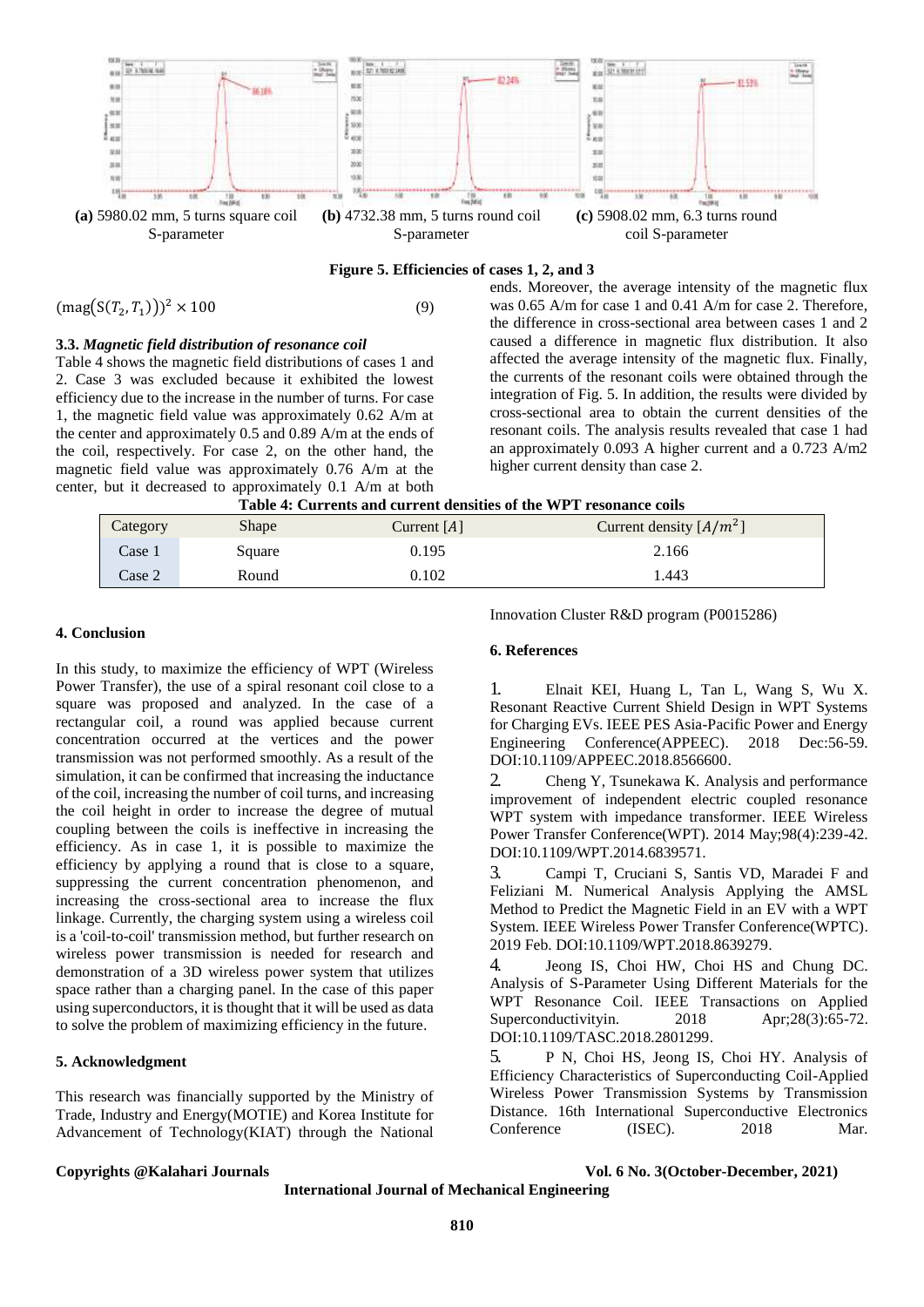(a) 5980.02 mm, 5 turns square coil S-parameter

(b) 4732.38 mm, 5 turns round coil S-parameter

(c) 5908.02 mm, 6.3 turns round coil S-parameter

**Figure 5. Efficiencies of cases 1, 2, and 3**

$$(\text{mag}(S(T_2, T_1)))^2 \times 100 \quad (9)$$

### 3.3. *Magnetic field distribution of resonance coil*

Table 4 shows the magnetic field distributions of cases 1 and 2. Case 3 was excluded because it exhibited the lowest efficiency due to the increase in the number of turns. For case 1, the magnetic field value was approximately 0.62 A/m at the center and approximately 0.5 and 0.89 A/m at the ends of the coil, respectively. For case 2, on the other hand, the magnetic field value was approximately 0.76 A/m at the center, but it decreased to approximately 0.1 A/m at both ends. Moreover, the average intensity of the magnetic flux was 0.65 A/m for case 1 and 0.41 A/m for case 2. Therefore, the difference in cross-sectional area between cases 1 and 2 caused a difference in magnetic flux distribution. It also affected the average intensity of the magnetic flux. Finally, the currents of the resonant coils were obtained through the integration of Fig. 5. In addition, the results were divided by cross-sectional area to obtain the current densities of the resonant coils. The analysis results revealed that case 1 had an approximately 0.093 A higher current and a 0.723 A/m2 higher current density than case 2.

**Table 4: Currents and current densities of the WPT resonance coils**

| Category | Shape | Current $[A]$ | Current density $[A/m^2]$ |
|---|---|---|---|
| Case 1 | Square | 0.195 | 2.166 |
| Case 2 | Round | 0.102 | 1.443 |

## 4. Conclusion

In this study, to maximize the efficiency of WPT (Wireless Power Transfer), the use of a spiral resonant coil close to a square was proposed and analyzed. In the case of a rectangular coil, a round was applied because current concentration occurred at the vertices and the power transmission was not performed smoothly. As a result of the simulation, it can be confirmed that increasing the inductance of the coil, increasing the number of coil turns, and increasing the coil height in order to increase the degree of mutual coupling between the coils is ineffective in increasing the efficiency. As in case 1, it is possible to maximize the efficiency by applying a round that is close to a square, suppressing the current concentration phenomenon, and increasing the cross-sectional area to increase the flux linkage. Currently, the charging system using a wireless coil is a 'coil-to-coil' transmission method, but further research on wireless power transmission is needed for research and demonstration of a 3D wireless power system that utilizes space rather than a charging panel. In the case of this paper using superconductors, it is thought that it will be used as data to solve the problem of maximizing efficiency in the future.

## 5. Acknowledgment

This research was financially supported by the Ministry of Trade, Industry and Energy(MOTIE) and Korea Institute for Advancement of Technology(KIAT) through the National Innovation Cluster R&D program (P0015286)

## 6. References

1. Elnait KEI, Huang L, Tan L, Wang S, Wu X. Resonant Reactive Current Shield Design in WPT Systems for Charging EVs. IEEE PES Asia-Pacific Power and Energy Engineering Conference(APPEEC). 2018 Dec:56-59. DOI:10.1109/APPEEC.2018.8566600.
2. Cheng Y, Tsunekawa K. Analysis and performance improvement of independent electric coupled resonance WPT system with impedance transformer. IEEE Wireless Power Transfer Conference(WPT). 2014 May;98(4):239-42. DOI:10.1109/WPT.2014.6839571.
3. Campi T, Cruciani S, Santis VD, Maradei F and Feliziani M. Numerical Analysis Applying the AMSL Method to Predict the Magnetic Field in an EV with a WPT System. IEEE Wireless Power Transfer Conference(WPTC). 2019 Feb. DOI:10.1109/WPT.2018.8639279.
4. Jeong IS, Choi HW, Choi HS and Chung DC. Analysis of S-Parameter Using Different Materials for the WPT Resonance Coil. IEEE Transactions on Applied Superconductivityin. 2018 Apr;28(3):65-72. DOI:10.1109/TASC.2018.2801299.
5. P N, Choi HS, Jeong IS, Choi HY. Analysis of Efficiency Characteristics of Superconducting Coil-Applied Wireless Power Transmission Systems by Transmission Distance. 16th International Superconductive Electronics Conference (ISEC). 2018 Mar.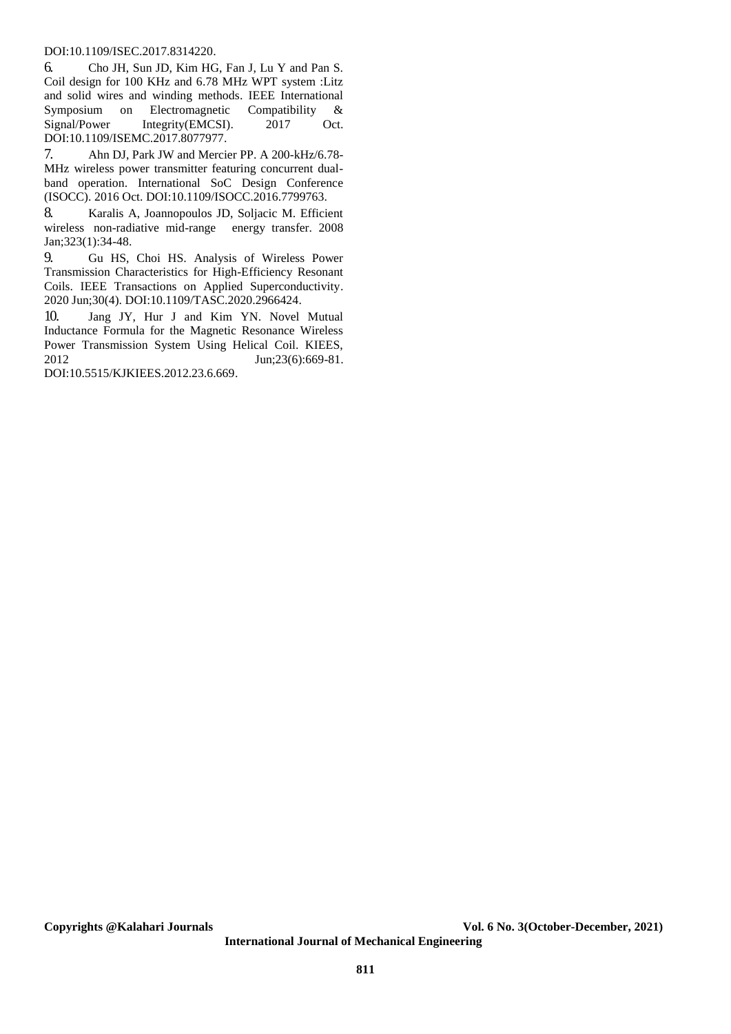DOI:10.1109/ISEC.2017.8314220.

6. Cho JH, Sun JD, Kim HG, Fan J, Lu Y and Pan S. Coil design for 100 KHz and 6.78 MHz WPT system :Litz and solid wires and winding methods. IEEE International Symposium on Electromagnetic Compatibility & Signal/Power Integrity(EMCSI). 2017 Oct. DOI:10.1109/ISEMC.2017.8077977.

7. Ahn DJ, Park JW and Mercier PP. A 200-kHz/6.78-MHz wireless power transmitter featuring concurrent dual-band operation. International SoC Design Conference (ISOCC). 2016 Oct. DOI:10.1109/ISOCC.2016.7799763.

8. Karalis A, Joannopoulos JD, Soljacic M. Efficient wireless non-radiative mid-range energy transfer. 2008 Jan;323(1):34-48.

9. Gu HS, Choi HS. Analysis of Wireless Power Transmission Characteristics for High-Efficiency Resonant Coils. IEEE Transactions on Applied Superconductivity. 2020 Jun;30(4). DOI:10.1109/TASC.2020.2966424.

10. Jang JY, Hur J and Kim YN. Novel Mutual Inductance Formula for the Magnetic Resonance Wireless Power Transmission System Using Helical Coil. KIEES, 2012 Jun;23(6):669-81. DOI:10.5515/KJKIEES.2012.23.6.669.